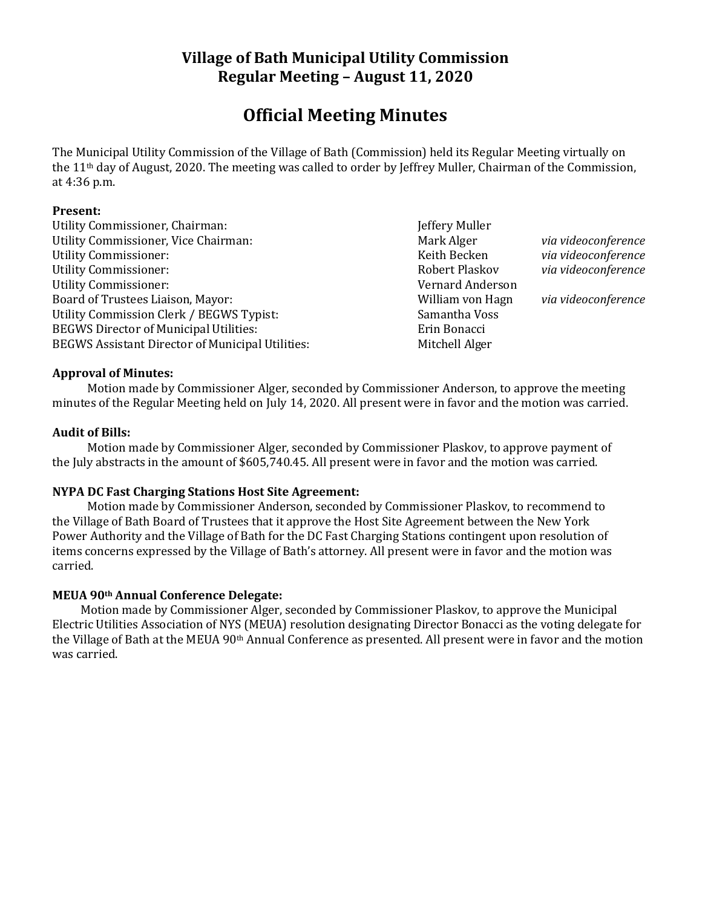# Village of Bath Municipal Utility Commission
## Regular Meeting – August 11, 2020

# Official Meeting Minutes

The Municipal Utility Commission of the Village of Bath (Commission) held its Regular Meeting virtually on the 11th day of August, 2020. The meeting was called to order by Jeffrey Muller, Chairman of the Commission, at 4:36 p.m.

**Present:**

| | | |
|---|---|---|
| Utility Commissioner, Chairman: | Jeffery Muller | |
| Utility Commissioner, Vice Chairman: | Mark Alger | *via videoconference* |
| Utility Commissioner: | Keith Becken | *via videoconference* |
| Utility Commissioner: | Robert Plaskov | *via videoconference* |
| Utility Commissioner: | Vernard Anderson | |
| Board of Trustees Liaison, Mayor: | William von Hagn | *via videoconference* |
| Utility Commission Clerk / BEGWS Typist: | Samantha Voss | |
| BEGWS Director of Municipal Utilities: | Erin Bonacci | |
| BEGWS Assistant Director of Municipal Utilities: | Mitchell Alger | |

**Approval of Minutes:**

Motion made by Commissioner Alger, seconded by Commissioner Anderson, to approve the meeting minutes of the Regular Meeting held on July 14, 2020. All present were in favor and the motion was carried.

**Audit of Bills:**

Motion made by Commissioner Alger, seconded by Commissioner Plaskov, to approve payment of the July abstracts in the amount of $605,740.45. All present were in favor and the motion was carried.

**NYPA DC Fast Charging Stations Host Site Agreement:**

Motion made by Commissioner Anderson, seconded by Commissioner Plaskov, to recommend to the Village of Bath Board of Trustees that it approve the Host Site Agreement between the New York Power Authority and the Village of Bath for the DC Fast Charging Stations contingent upon resolution of items concerns expressed by the Village of Bath's attorney. All present were in favor and the motion was carried.

**MEUA 90th Annual Conference Delegate:**

Motion made by Commissioner Alger, seconded by Commissioner Plaskov, to approve the Municipal Electric Utilities Association of NYS (MEUA) resolution designating Director Bonacci as the voting delegate for the Village of Bath at the MEUA 90th Annual Conference as presented. All present were in favor and the motion was carried.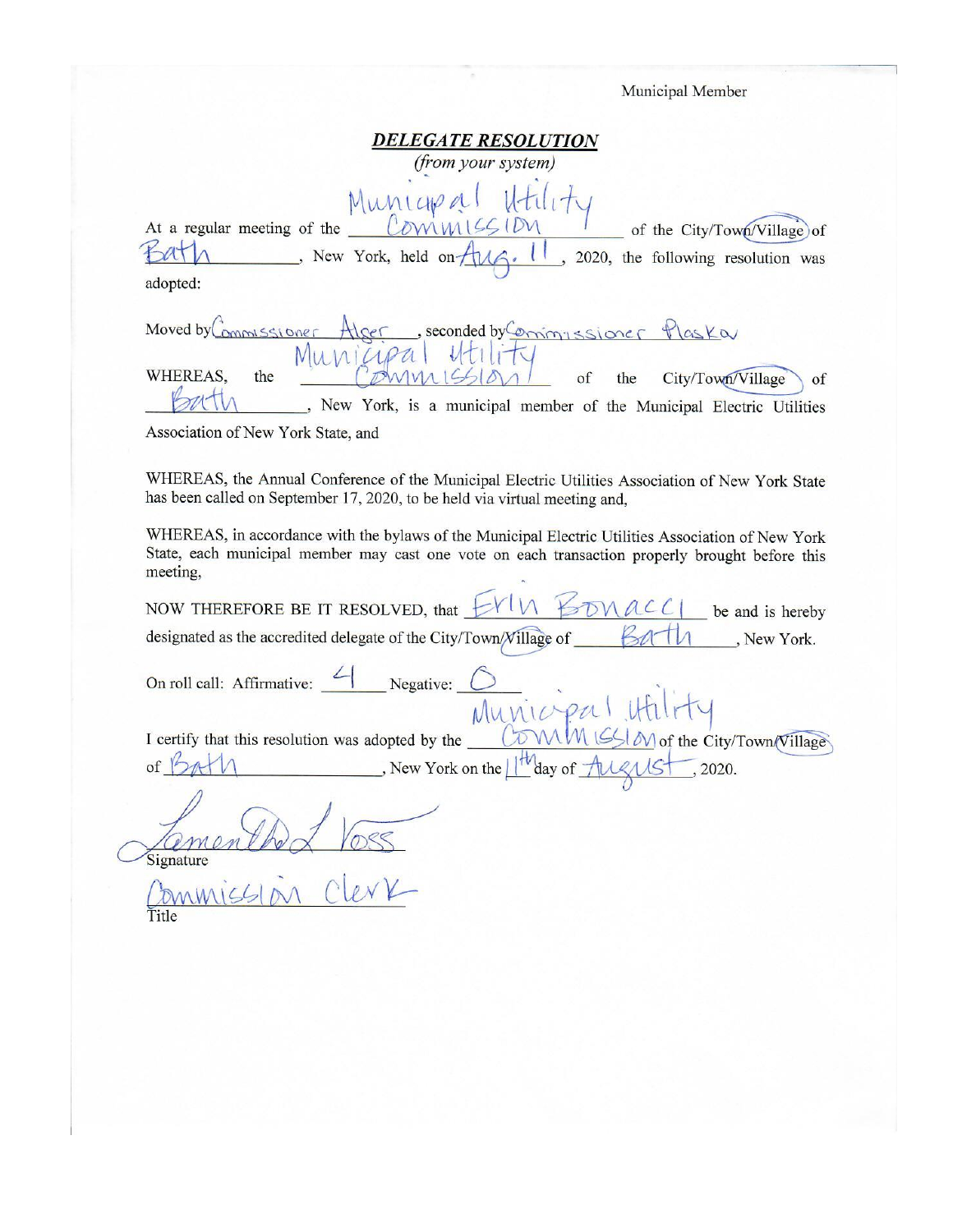Municipal Member

## *DELEGATE RESOLUTION*

*(from your system)*

At a regular meeting of the Municipal Utility Commission of the City/Town/Village of Bath, New York, held on Aug. 11, 2020, the following resolution was adopted:

Moved by Commissioner Alger, seconded by Commissioner Plaska

WHEREAS, the Municipal Utility Commission of the City/Town/Village of Bath, New York, is a municipal member of the Municipal Electric Utilities Association of New York State, and

WHEREAS, the Annual Conference of the Municipal Electric Utilities Association of New York State has been called on September 17, 2020, to be held via virtual meeting and,

WHEREAS, in accordance with the bylaws of the Municipal Electric Utilities Association of New York State, each municipal member may cast one vote on each transaction properly brought before this meeting,

NOW THEREFORE BE IT RESOLVED, that Erin Bonacci be and is hereby designated as the accredited delegate of the City/Town/Village of Bath, New York.

On roll call: Affirmative: 4 Negative: 0

I certify that this resolution was adopted by the Municipal Utility Commission of the City/Town/Village of Bath, New York on the 11th day of August, 2020.

Samantha L Voss
Signature

Commission Clerk
Title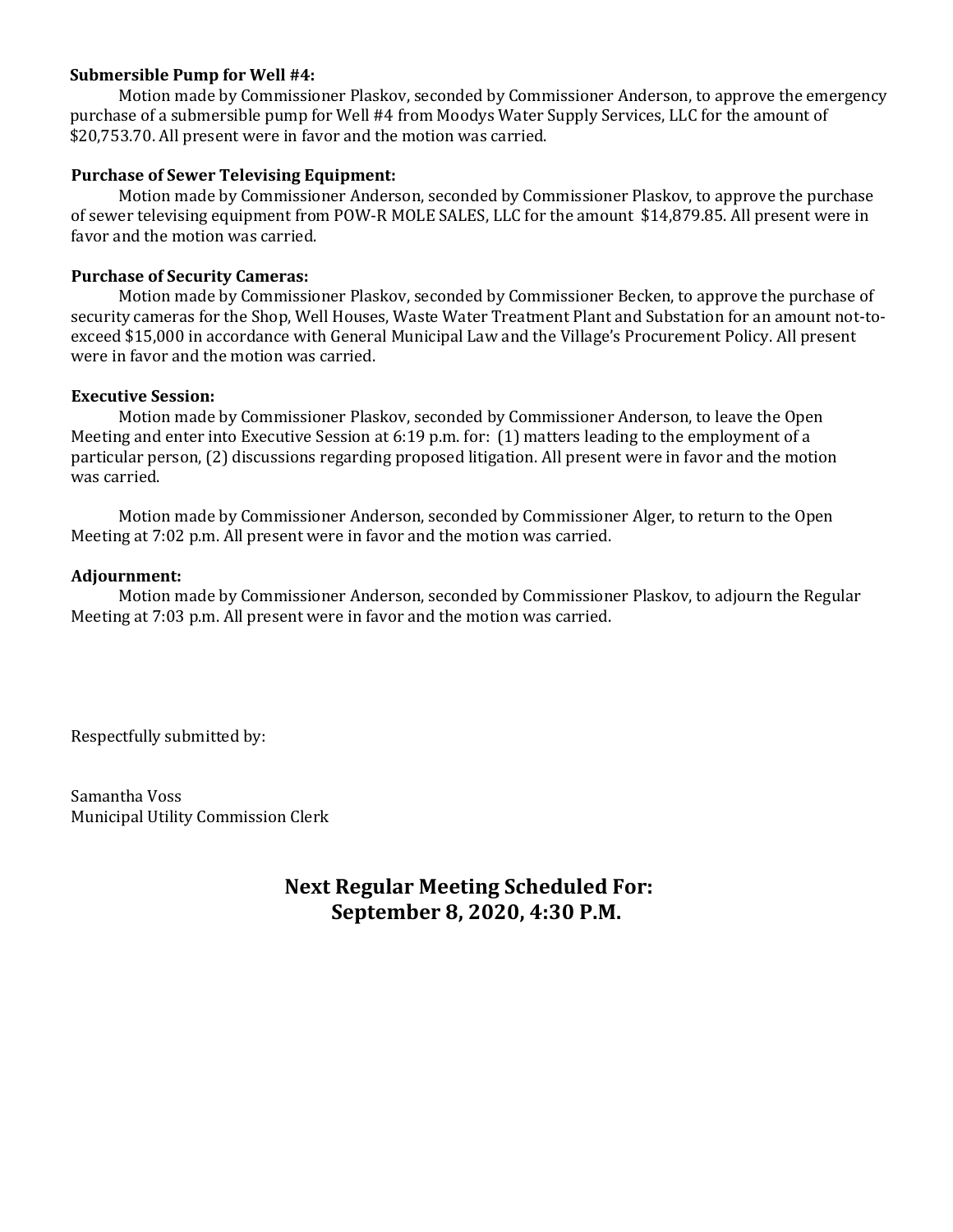**Submersible Pump for Well #4:**

Motion made by Commissioner Plaskov, seconded by Commissioner Anderson, to approve the emergency purchase of a submersible pump for Well #4 from Moodys Water Supply Services, LLC for the amount of $20,753.70. All present were in favor and the motion was carried.

**Purchase of Sewer Televising Equipment:**

Motion made by Commissioner Anderson, seconded by Commissioner Plaskov, to approve the purchase of sewer televising equipment from POW-R MOLE SALES, LLC for the amount $14,879.85. All present were in favor and the motion was carried.

**Purchase of Security Cameras:**

Motion made by Commissioner Plaskov, seconded by Commissioner Becken, to approve the purchase of security cameras for the Shop, Well Houses, Waste Water Treatment Plant and Substation for an amount not-to-exceed $15,000 in accordance with General Municipal Law and the Village's Procurement Policy. All present were in favor and the motion was carried.

**Executive Session:**

Motion made by Commissioner Plaskov, seconded by Commissioner Anderson, to leave the Open Meeting and enter into Executive Session at 6:19 p.m. for: (1) matters leading to the employment of a particular person, (2) discussions regarding proposed litigation. All present were in favor and the motion was carried.

Motion made by Commissioner Anderson, seconded by Commissioner Alger, to return to the Open Meeting at 7:02 p.m. All present were in favor and the motion was carried.

**Adjournment:**

Motion made by Commissioner Anderson, seconded by Commissioner Plaskov, to adjourn the Regular Meeting at 7:03 p.m. All present were in favor and the motion was carried.

Respectfully submitted by:

Samantha Voss
Municipal Utility Commission Clerk

**Next Regular Meeting Scheduled For:**
**September 8, 2020, 4:30 P.M.**